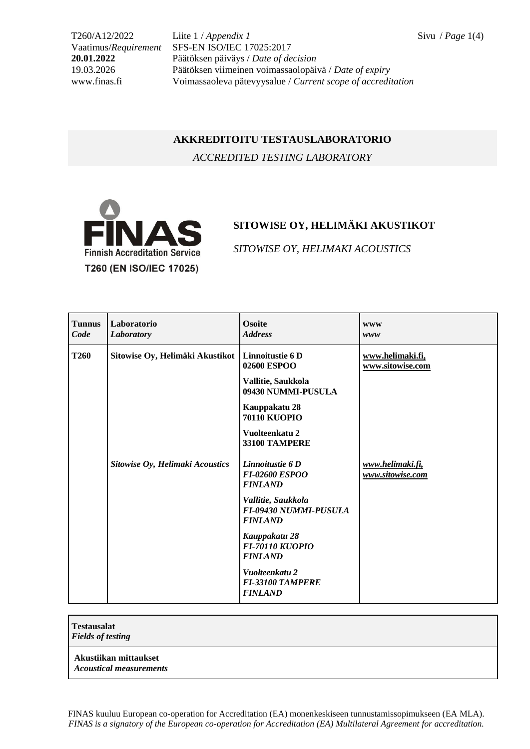T260/A12/2022 Liite 1 / *Appendix 1*
Vaatimus/*Requirement* SFS-EN ISO/IEC 17025:2017
**20.01.2022** Päätöksen päiväys / *Date of decision*
19.03.2026 Päätöksen viimeinen voimassaolopäivä / *Date of expiry*
www.finas.fi Voimassaoleva pätevyysalue / *Current scope of accreditation*

## AKKREDITOITU TESTAUSLABORATORIO

*ACCREDITED TESTING LABORATORY*

FINAS Finnish Accreditation Service
T260 (EN ISO/IEC 17025)

### SITOWISE OY, HELIMÄKI AKUSTIKOT

*SITOWISE OY, HELIMAKI ACOUSTICS*

| **Tunnus** *Code* | **Laboratorio** *Laboratory* | **Osoite** *Address* | **www** *www* |
|---|---|---|---|
| **T260** | **Sitowise Oy, Helimäki Akustikot** | **Linnoitustie 6 D 02600 ESPOO** | **www.helimaki.fi, www.sitowise.com** |
| | | **Vallitie, Saukkola 09430 NUMMI-PUSULA** | |
| | | **Kauppakatu 28 70110 KUOPIO** | |
| | | **Vuolteenkatu 2 33100 TAMPERE** | |
| | ***Sitowise Oy, Helimaki Acoustics*** | ***Linnoitustie 6 D FI-02600 ESPOO FINLAND*** | ***www.helimaki.fi, www.sitowise.com*** |
| | | ***Vallitie, Saukkola FI-09430 NUMMI-PUSULA FINLAND*** | |
| | | ***Kauppakatu 28 FI-70110 KUOPIO FINLAND*** | |
| | | ***Vuolteenkatu 2 FI-33100 TAMPERE FINLAND*** | |

| **Testausalat** *Fields of testing* |
|---|
| **Akustiikan mittaukset** ***Acoustical measurements*** |

FINAS kuuluu European co-operation for Accreditation (EA) monenkeskiseen tunnustamissopimukseen (EA MLA).
*FINAS is a signatory of the European co-operation for Accreditation (EA) Multilateral Agreement for accreditation.*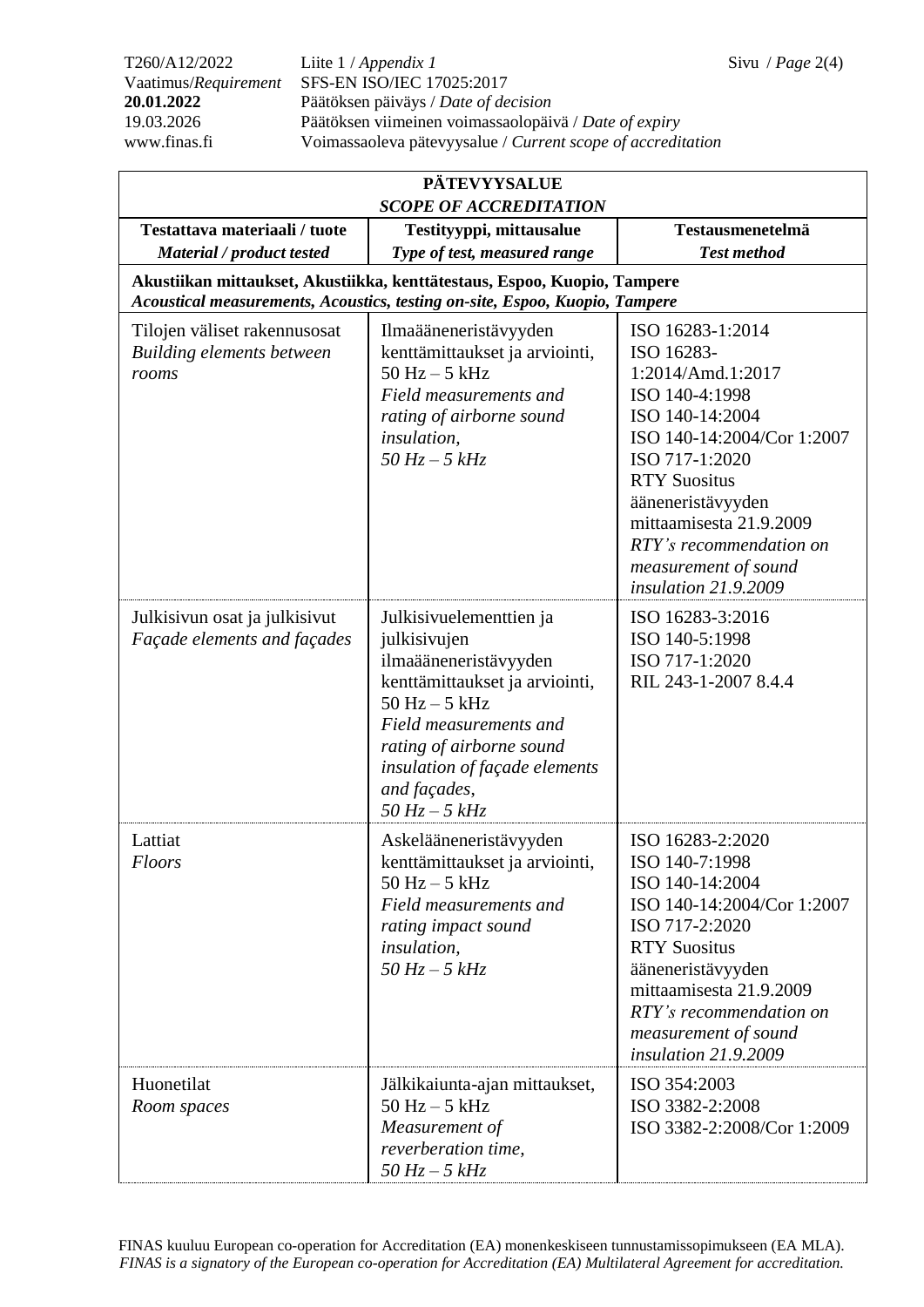| **PÄTEVYYSALUE** *SCOPE OF ACCREDITATION* | | |
|---|---|---|
| **Testattava materiaali / tuote** ***Material / product tested*** | **Testityyppi, mittausalue** ***Type of test, measured range*** | **Testausmenetelmä** ***Test method*** |
| **Akustiikan mittaukset, Akustiikka, kenttätestaus, Espoo, Kuopio, Tampere** ***Acoustical measurements, Acoustics, testing on-site, Espoo, Kuopio, Tampere*** | | |
| Tilojen väliset rakennusosat *Building elements between rooms* | Ilmaääneneristävyyden kenttämittaukset ja arviointi, 50 Hz – 5 kHz *Field measurements and rating of airborne sound insulation, 50 Hz – 5 kHz* | ISO 16283-1:2014 ISO 16283-1:2014/Amd.1:2017 ISO 140-4:1998 ISO 140-14:2004 ISO 140-14:2004/Cor 1:2007 ISO 717-1:2020 RTY Suositus ääneneristävyyden mittaamisesta 21.9.2009 *RTY's recommendation on measurement of sound insulation 21.9.2009* |
| Julkisivun osat ja julkisivut *Façade elements and façades* | Julkisivuelementtien ja julkisivujen ilmaääneneristävyyden kenttämittaukset ja arviointi, 50 Hz – 5 kHz *Field measurements and rating of airborne sound insulation of façade elements and façades, 50 Hz – 5 kHz* | ISO 16283-3:2016 ISO 140-5:1998 ISO 717-1:2020 RIL 243-1-2007 8.4.4 |
| Lattiat *Floors* | Askelääneneristävyyden kenttämittaukset ja arviointi, 50 Hz – 5 kHz *Field measurements and rating impact sound insulation, 50 Hz – 5 kHz* | ISO 16283-2:2020 ISO 140-7:1998 ISO 140-14:2004 ISO 140-14:2004/Cor 1:2007 ISO 717-2:2020 RTY Suositus ääneneristävyyden mittaamisesta 21.9.2009 *RTY's recommendation on measurement of sound insulation 21.9.2009* |
| Huonetilat *Room spaces* | Jälkikaiunta-ajan mittaukset, 50 Hz – 5 kHz *Measurement of reverberation time, 50 Hz – 5 kHz* | ISO 354:2003 ISO 3382-2:2008 ISO 3382-2:2008/Cor 1:2009 |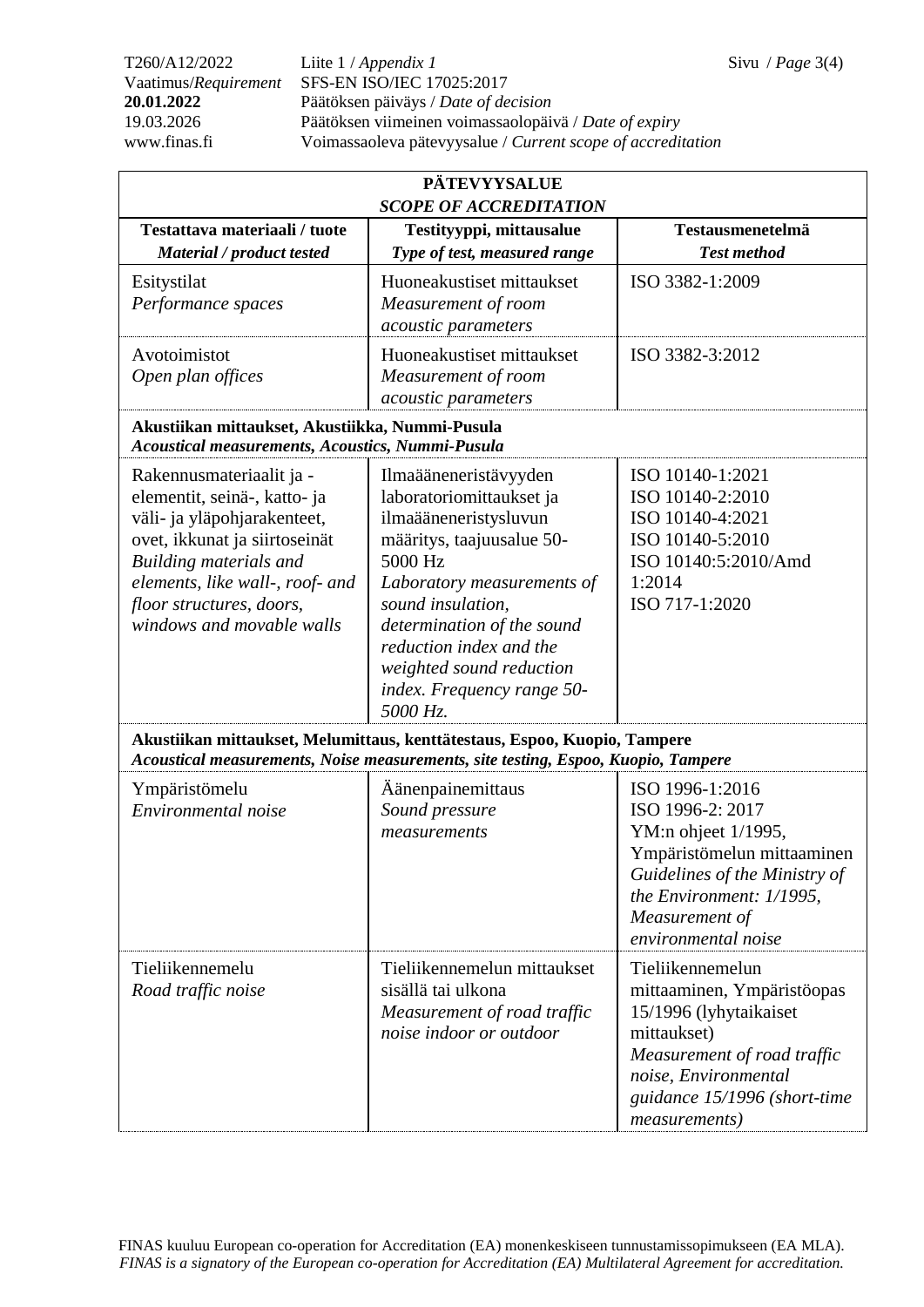| PÄTEVYYSALUE<br>*SCOPE OF ACCREDITATION* | | |
|---|---|---|
| **Testattava materiaali / tuote**<br>***Material / product tested*** | **Testityyppi, mittausalue**<br>***Type of test, measured range*** | **Testausmenetelmä**<br>***Test method*** |
| Esitystilat<br>*Performance spaces* | Huoneakustiset mittaukset<br>*Measurement of room acoustic parameters* | ISO 3382-1:2009 |
| Avotoimistot<br>*Open plan offices* | Huoneakustiset mittaukset<br>*Measurement of room acoustic parameters* | ISO 3382-3:2012 |
| **Akustiikan mittaukset, Akustiikka, Nummi-Pusula**<br>***Acoustical measurements, Acoustics, Nummi-Pusula*** | | |
| Rakennusmateriaalit ja -elementit, seinä-, katto- ja väli- ja yläpohjarakenteet, ovet, ikkunat ja siirtoseinät<br>*Building materials and elements, like wall-, roof- and floor structures, doors, windows and movable walls* | Ilmaääneneristävyyden laboratoriomittaukset ja ilmaääneneristysluvun määritys, taajuusalue 50-5000 Hz<br>*Laboratory measurements of sound insulation, determination of the sound reduction index and the weighted sound reduction index. Frequency range 50-5000 Hz.* | ISO 10140-1:2021<br>ISO 10140-2:2010<br>ISO 10140-4:2021<br>ISO 10140-5:2010<br>ISO 10140:5:2010/Amd 1:2014<br>ISO 717-1:2020 |
| **Akustiikan mittaukset, Melumittaus, kenttätestaus, Espoo, Kuopio, Tampere**<br>***Acoustical measurements, Noise measurements, site testing, Espoo, Kuopio, Tampere*** | | |
| Ympäristömelu<br>*Environmental noise* | Äänenpainemittaus<br>*Sound pressure measurements* | ISO 1996-1:2016<br>ISO 1996-2: 2017<br>YM:n ohjeet 1/1995, Ympäristömelun mittaaminen<br>*Guidelines of the Ministry of the Environment: 1/1995, Measurement of environmental noise* |
| Tieliikennemelu<br>*Road traffic noise* | Tieliikennemelun mittaukset sisällä tai ulkona<br>*Measurement of road traffic noise indoor or outdoor* | Tieliikennemelun mittaaminen, Ympäristöopas 15/1996 (lyhytaikaiset mittaukset)<br>*Measurement of road traffic noise, Environmental guidance 15/1996 (short-time measurements)* |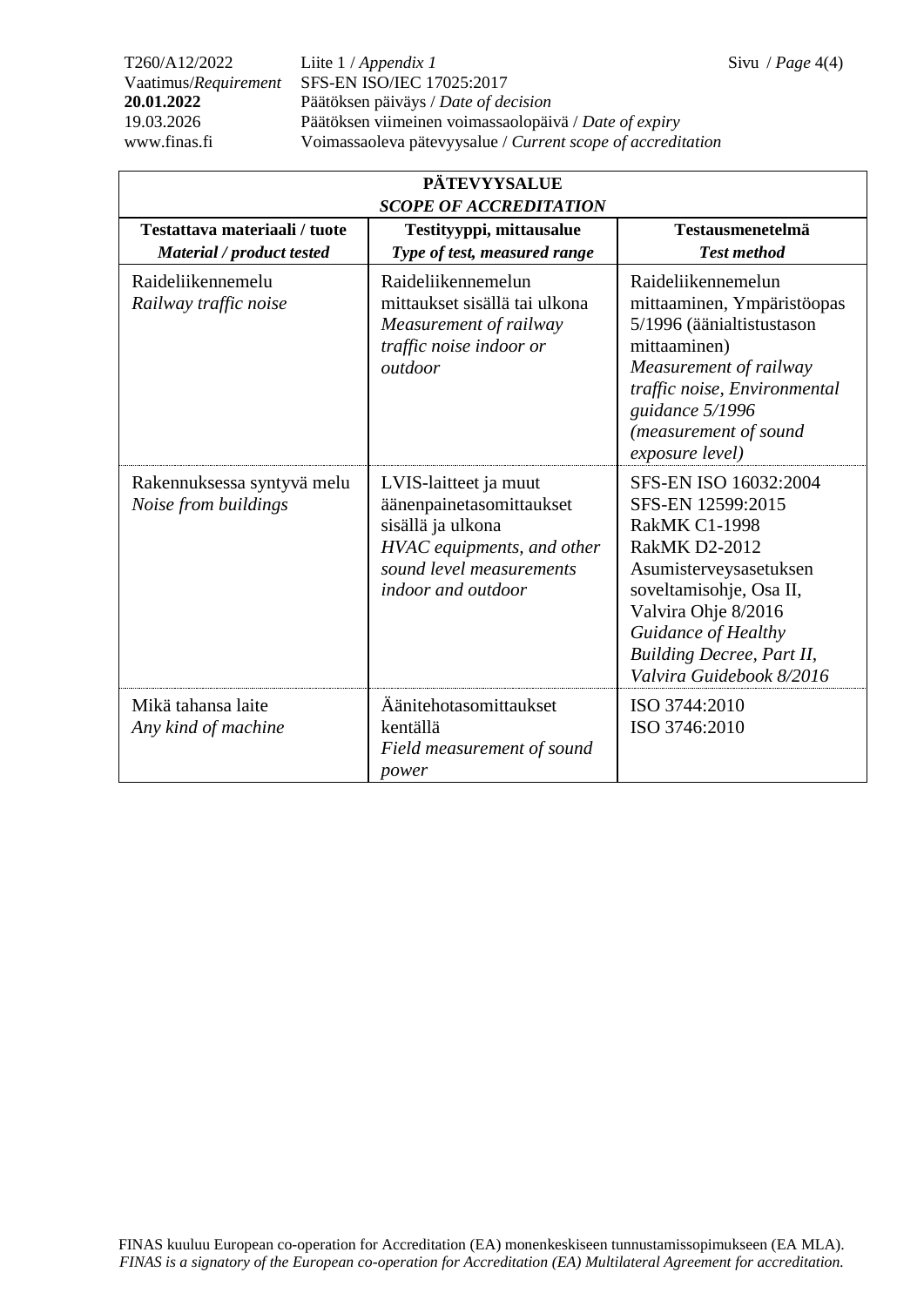| **PÄTEVYYSALUE** *SCOPE OF ACCREDITATION* | | |
|---|---|---|
| **Testattava materiaali / tuote** ***Material / product tested*** | **Testityyppi, mittausalue** ***Type of test, measured range*** | **Testausmenetelmä** ***Test method*** |
| Raideliikennemelu *Railway traffic noise* | Raideliikennemelun mittaukset sisällä tai ulkona *Measurement of railway traffic noise indoor or outdoor* | Raideliikennemelun mittaaminen, Ympäristöopas 5/1996 (äänialtistustason mittaaminen) *Measurement of railway traffic noise, Environmental guidance 5/1996 (measurement of sound exposure level)* |
| Rakennuksessa syntyvä melu *Noise from buildings* | LVIS-laitteet ja muut äänenpainetasomittaukset sisällä ja ulkona *HVAC equipments, and other sound level measurements indoor and outdoor* | SFS-EN ISO 16032:2004 SFS-EN 12599:2015 RakMK C1-1998 RakMK D2-2012 Asumisterveysasetuksen soveltamisohje, Osa II, Valvira Ohje 8/2016 *Guidance of Healthy Building Decree, Part II, Valvira Guidebook 8/2016* |
| Mikä tahansa laite *Any kind of machine* | Äänitehotasomittaukset kentällä *Field measurement of sound power* | ISO 3744:2010 ISO 3746:2010 |

FINAS kuuluu European co-operation for Accreditation (EA) monenkeskiseen tunnustamissopimukseen (EA MLA).
*FINAS is a signatory of the European co-operation for Accreditation (EA) Multilateral Agreement for accreditation.*